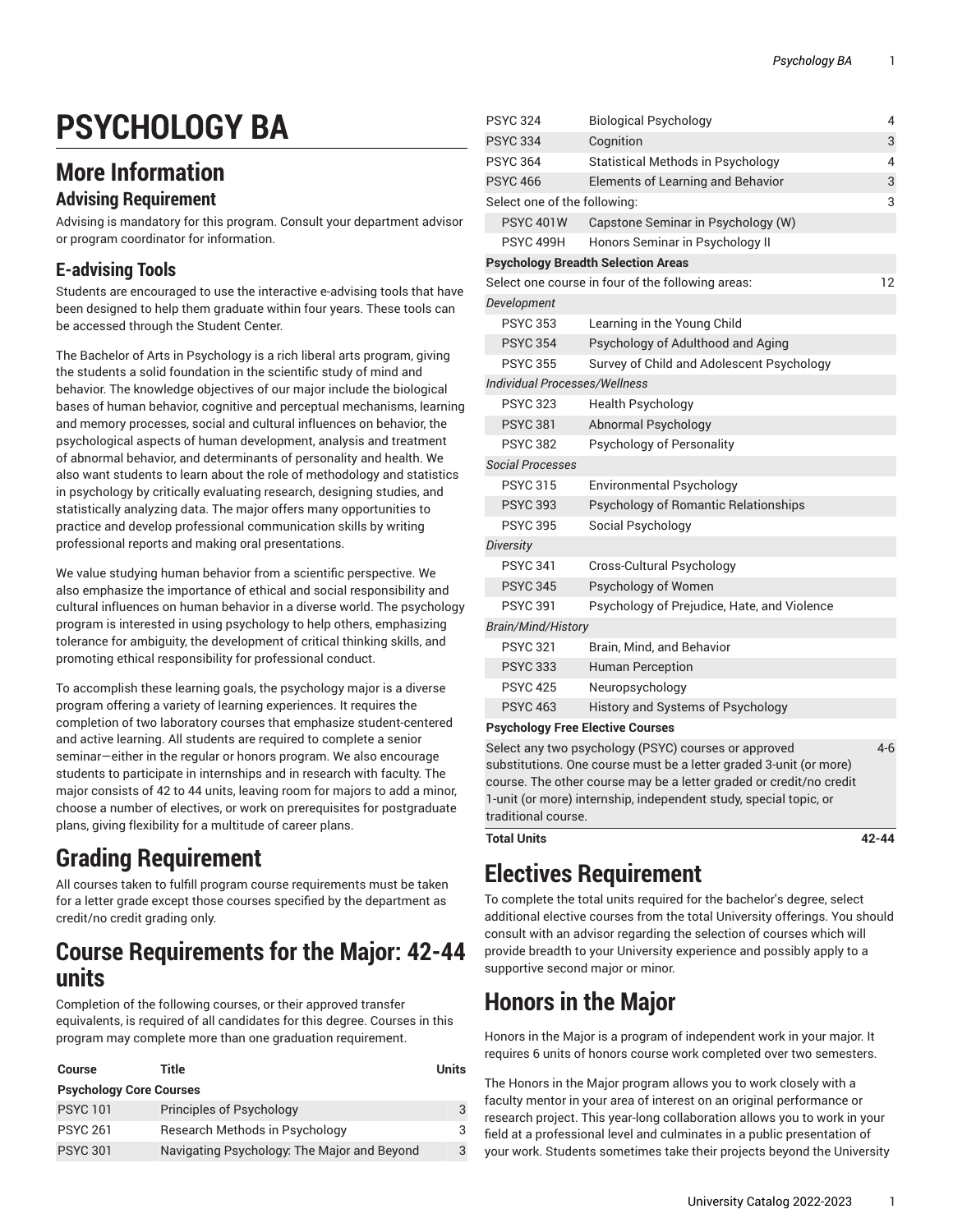# PSYCHOLOGY BA

## More Information

### Advising Requirement

Advising is mandatory for this program. Consult your department advisor or program coordinator for information.

### E-advising Tools

Students are encouraged to use the interactive e-advising tools that have been designed to help them graduate within four years. These tools can be accessed through the Student Center.

The Bachelor of Arts in Psychology is a rich liberal arts program, giving the students a solid foundation in the scientific study of mind and behavior. The knowledge objectives of our major include the biological bases of human behavior, cognitive and perceptual mechanisms, learning and memory processes, social and cultural influences on behavior, the psychological aspects of human development, analysis and treatment of abnormal behavior, and determinants of personality and health. We also want students to learn about the role of methodology and statistics in psychology by critically evaluating research, designing studies, and statistically analyzing data. The major offers many opportunities to practice and develop professional communication skills by writing professional reports and making oral presentations.

We value studying human behavior from a scientific perspective. We also emphasize the importance of ethical and social responsibility and cultural influences on human behavior in a diverse world. The psychology program is interested in using psychology to help others, emphasizing tolerance for ambiguity, the development of critical thinking skills, and promoting ethical responsibility for professional conduct.

To accomplish these learning goals, the psychology major is a diverse program offering a variety of learning experiences. It requires the completion of two laboratory courses that emphasize student-centered and active learning. All students are required to complete a senior seminar—either in the regular or honors program. We also encourage students to participate in internships and in research with faculty. The major consists of 42 to 44 units, leaving room for majors to add a minor, choose a number of electives, or work on prerequisites for postgraduate plans, giving flexibility for a multitude of career plans.

# Grading Requirement

All courses taken to fulfill program course requirements must be taken for a letter grade except those courses specified by the department as credit/no credit grading only.

# Course Requirements for the Major: 42-44 units

Completion of the following courses, or their approved transfer equivalents, is required of all candidates for this degree. Courses in this program may complete more than one graduation requirement.

| Course | Title | Units |
|---|---|---|
| **Psychology Core Courses** | | |
| PSYC 101 | Principles of Psychology | 3 |
| PSYC 261 | Research Methods in Psychology | 3 |
| PSYC 301 | Navigating Psychology: The Major and Beyond | 3 |
| PSYC 324 | Biological Psychology | 4 |
| PSYC 334 | Cognition | 3 |
| PSYC 364 | Statistical Methods in Psychology | 4 |
| PSYC 466 | Elements of Learning and Behavior | 3 |
| Select one of the following: | | 3 |
| PSYC 401W | Capstone Seminar in Psychology (W) | |
| PSYC 499H | Honors Seminar in Psychology II | |
| **Psychology Breadth Selection Areas** | | |
| Select one course in four of the following areas: | | 12 |
| *Development* | | |
| PSYC 353 | Learning in the Young Child | |
| PSYC 354 | Psychology of Adulthood and Aging | |
| PSYC 355 | Survey of Child and Adolescent Psychology | |
| *Individual Processes/Wellness* | | |
| PSYC 323 | Health Psychology | |
| PSYC 381 | Abnormal Psychology | |
| PSYC 382 | Psychology of Personality | |
| *Social Processes* | | |
| PSYC 315 | Environmental Psychology | |
| PSYC 393 | Psychology of Romantic Relationships | |
| PSYC 395 | Social Psychology | |
| *Diversity* | | |
| PSYC 341 | Cross-Cultural Psychology | |
| PSYC 345 | Psychology of Women | |
| PSYC 391 | Psychology of Prejudice, Hate, and Violence | |
| *Brain/Mind/History* | | |
| PSYC 321 | Brain, Mind, and Behavior | |
| PSYC 333 | Human Perception | |
| PSYC 425 | Neuropsychology | |
| PSYC 463 | History and Systems of Psychology | |
| **Psychology Free Elective Courses** | | |
| Select any two psychology (PSYC) courses or approved substitutions. One course must be a letter graded 3-unit (or more) course. The other course may be a letter graded or credit/no credit 1-unit (or more) internship, independent study, special topic, or traditional course. | | 4-6 |
| **Total Units** | | **42-44** |

# Electives Requirement

To complete the total units required for the bachelor's degree, select additional elective courses from the total University offerings. You should consult with an advisor regarding the selection of courses which will provide breadth to your University experience and possibly apply to a supportive second major or minor.

# Honors in the Major

Honors in the Major is a program of independent work in your major. It requires 6 units of honors course work completed over two semesters.

The Honors in the Major program allows you to work closely with a faculty mentor in your area of interest on an original performance or research project. This year-long collaboration allows you to work in your field at a professional level and culminates in a public presentation of your work. Students sometimes take their projects beyond the University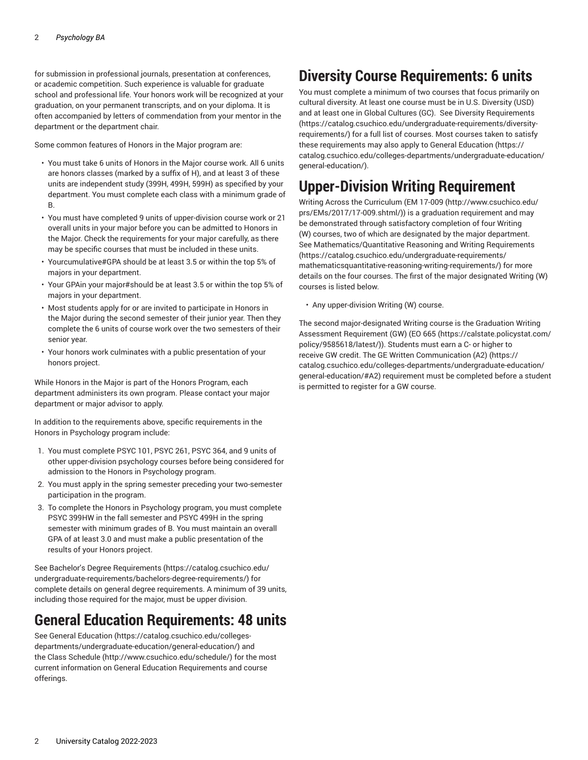for submission in professional journals, presentation at conferences, or academic competition. Such experience is valuable for graduate school and professional life. Your honors work will be recognized at your graduation, on your permanent transcripts, and on your diploma. It is often accompanied by letters of commendation from your mentor in the department or the department chair.

Some common features of Honors in the Major program are:

- You must take 6 units of Honors in the Major course work. All 6 units are honors classes (marked by a suffix of H), and at least 3 of these units are independent study (399H, 499H, 599H) as specified by your department. You must complete each class with a minimum grade of B.
- You must have completed 9 units of upper-division course work or 21 overall units in your major before you can be admitted to Honors in the Major. Check the requirements for your major carefully, as there may be specific courses that must be included in these units.
- Yourcumulative#GPA should be at least 3.5 or within the top 5% of majors in your department.
- Your GPAin your major#should be at least 3.5 or within the top 5% of majors in your department.
- Most students apply for or are invited to participate in Honors in the Major during the second semester of their junior year. Then they complete the 6 units of course work over the two semesters of their senior year.
- Your honors work culminates with a public presentation of your honors project.

While Honors in the Major is part of the Honors Program, each department administers its own program. Please contact your major department or major advisor to apply.

In addition to the requirements above, specific requirements in the Honors in Psychology program include:

1. You must complete PSYC 101, PSYC 261, PSYC 364, and 9 units of other upper-division psychology courses before being considered for admission to the Honors in Psychology program.
2. You must apply in the spring semester preceding your two-semester participation in the program.
3. To complete the Honors in Psychology program, you must complete PSYC 399HW in the fall semester and PSYC 499H in the spring semester with minimum grades of B. You must maintain an overall GPA of at least 3.0 and must make a public presentation of the results of your Honors project.

See Bachelor's Degree Requirements (https://catalog.csuchico.edu/undergraduate-requirements/bachelors-degree-requirements/) for complete details on general degree requirements. A minimum of 39 units, including those required for the major, must be upper division.

# General Education Requirements: 48 units

See General Education (https://catalog.csuchico.edu/colleges-departments/undergraduate-education/general-education/) and the Class Schedule (http://www.csuchico.edu/schedule/) for the most current information on General Education Requirements and course offerings.

# Diversity Course Requirements: 6 units

You must complete a minimum of two courses that focus primarily on cultural diversity. At least one course must be in U.S. Diversity (USD) and at least one in Global Cultures (GC). See Diversity Requirements (https://catalog.csuchico.edu/undergraduate-requirements/diversity-requirements/) for a full list of courses. Most courses taken to satisfy these requirements may also apply to General Education (https://catalog.csuchico.edu/colleges-departments/undergraduate-education/general-education/).

# Upper-Division Writing Requirement

Writing Across the Curriculum (EM 17-009 (http://www.csuchico.edu/prs/EMs/2017/17-009.shtml/)) is a graduation requirement and may be demonstrated through satisfactory completion of four Writing (W) courses, two of which are designated by the major department. See Mathematics/Quantitative Reasoning and Writing Requirements (https://catalog.csuchico.edu/undergraduate-requirements/mathematicsquantitative-reasoning-writing-requirements/) for more details on the four courses. The first of the major designated Writing (W) courses is listed below.

- Any upper-division Writing (W) course.

The second major-designated Writing course is the Graduation Writing Assessment Requirement (GW) (EO 665 (https://calstate.policystat.com/policy/9585618/latest/)). Students must earn a C- or higher to receive GW credit. The GE Written Communication (A2) (https://catalog.csuchico.edu/colleges-departments/undergraduate-education/general-education/#A2) requirement must be completed before a student is permitted to register for a GW course.